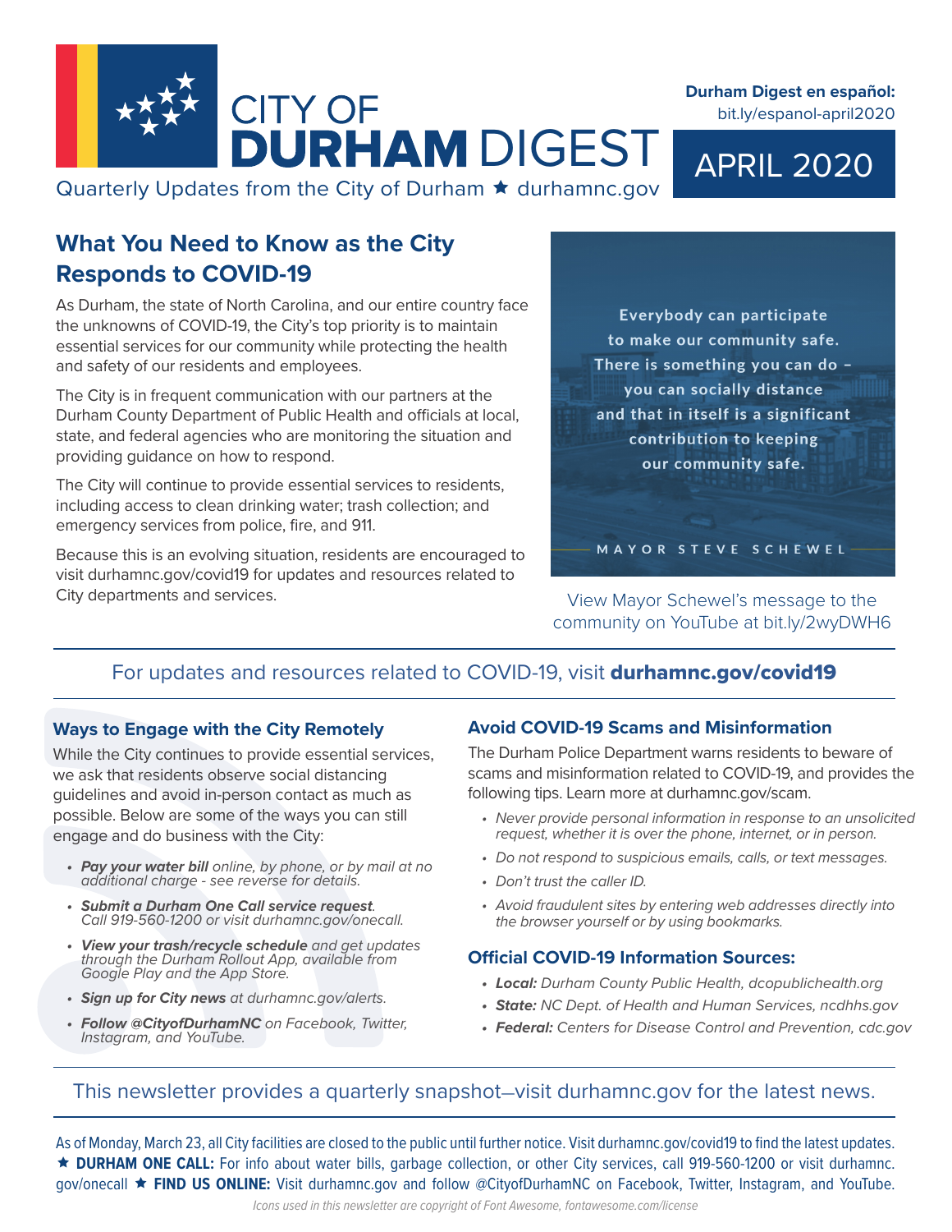# CITY OF DURHAM DIGEST

Quarterly Updates from the City of Durham ★ durhamnc.gov

**Durham Digest en español:**
bit.ly/espanol-april2020

APRIL 2020

## What You Need to Know as the City Responds to COVID-19

As Durham, the state of North Carolina, and our entire country face the unknowns of COVID-19, the City's top priority is to maintain essential services for our community while protecting the health and safety of our residents and employees.

The City is in frequent communication with our partners at the Durham County Department of Public Health and officials at local, state, and federal agencies who are monitoring the situation and providing guidance on how to respond.

The City will continue to provide essential services to residents, including access to clean drinking water; trash collection; and emergency services from police, fire, and 911.

Because this is an evolving situation, residents are encouraged to visit durhamnc.gov/covid19 for updates and resources related to City departments and services.

> Everybody can participate to make our community safe. There is something you can do – you can socially distance and that in itself is a significant contribution to keeping our community safe.
>
> — MAYOR STEVE SCHEWEL

View Mayor Schewel's message to the community on YouTube at bit.ly/2wyDWH6

For updates and resources related to COVID-19, visit **durhamnc.gov/covid19**

### Ways to Engage with the City Remotely

While the City continues to provide essential services, we ask that residents observe social distancing guidelines and avoid in-person contact as much as possible. Below are some of the ways you can still engage and do business with the City:

- ***Pay your water bill*** *online, by phone, or by mail at no additional charge - see reverse for details.*
- ***Submit a Durham One Call service request****. Call 919-560-1200 or visit durhamnc.gov/onecall.*
- ***View your trash/recycle schedule*** *and get updates through the Durham Rollout App, available from Google Play and the App Store.*
- ***Sign up for City news*** *at durhamnc.gov/alerts.*
- ***Follow @CityofDurhamNC*** *on Facebook, Twitter, Instagram, and YouTube.*

### Avoid COVID-19 Scams and Misinformation

The Durham Police Department warns residents to beware of scams and misinformation related to COVID-19, and provides the following tips. Learn more at durhamnc.gov/scam.

- *Never provide personal information in response to an unsolicited request, whether it is over the phone, internet, or in person.*
- *Do not respond to suspicious emails, calls, or text messages.*
- *Don't trust the caller ID.*
- *Avoid fraudulent sites by entering web addresses directly into the browser yourself or by using bookmarks.*

### Official COVID-19 Information Sources:

- ***Local:*** *Durham County Public Health, dcopublichealth.org*
- ***State:*** *NC Dept. of Health and Human Services, ncdhhs.gov*
- ***Federal:*** *Centers for Disease Control and Prevention, cdc.gov*

This newsletter provides a quarterly snapshot—visit durhamnc.gov for the latest news.

As of Monday, March 23, all City facilities are closed to the public until further notice. Visit durhamnc.gov/covid19 to find the latest updates. ★ **DURHAM ONE CALL:** For info about water bills, garbage collection, or other City services, call 919-560-1200 or visit durhamnc.gov/onecall ★ **FIND US ONLINE:** Visit durhamnc.gov and follow @CityofDurhamNC on Facebook, Twitter, Instagram, and YouTube.

*Icons used in this newsletter are copyright of Font Awesome, fontawesome.com/license*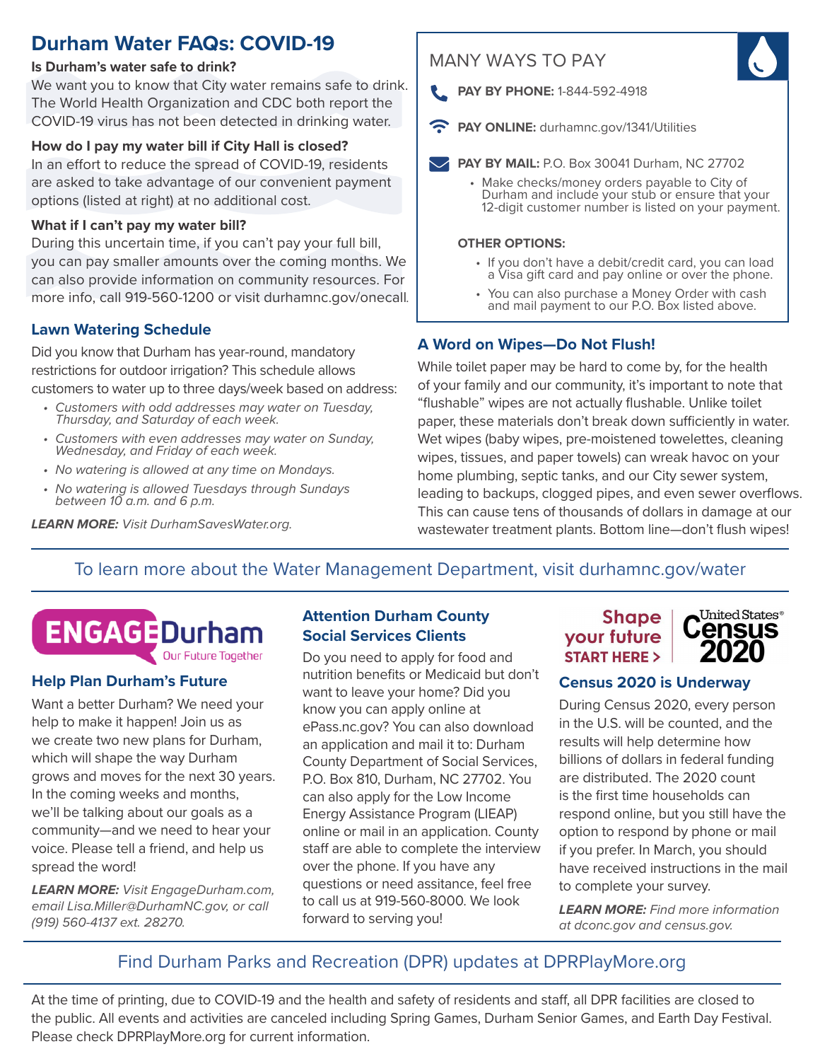## Durham Water FAQs: COVID-19

**Is Durham's water safe to drink?**

We want you to know that City water remains safe to drink. The World Health Organization and CDC both report the COVID-19 virus has not been detected in drinking water.

**How do I pay my water bill if City Hall is closed?**

In an effort to reduce the spread of COVID-19, residents are asked to take advantage of our convenient payment options (listed at right) at no additional cost.

**What if I can't pay my water bill?**

During this uncertain time, if you can't pay your full bill, you can pay smaller amounts over the coming months. We can also provide information on community resources. For more info, call 919-560-1200 or visit durhamnc.gov/onecall.

### Lawn Watering Schedule

Did you know that Durham has year-round, mandatory restrictions for outdoor irrigation? This schedule allows customers to water up to three days/week based on address:

- *Customers with odd addresses may water on Tuesday, Thursday, and Saturday of each week.*
- *Customers with even addresses may water on Sunday, Wednesday, and Friday of each week.*
- *No watering is allowed at any time on Mondays.*
- *No watering is allowed Tuesdays through Sundays between 10 a.m. and 6 p.m.*

***LEARN MORE:*** *Visit DurhamSavesWater.org.*

### MANY WAYS TO PAY

**PAY BY PHONE:** 1-844-592-4918

**PAY ONLINE:** durhamnc.gov/1341/Utilities

**PAY BY MAIL:** P.O. Box 30041 Durham, NC 27702

- Make checks/money orders payable to City of Durham and include your stub or ensure that your 12-digit customer number is listed on your payment.

**OTHER OPTIONS:**

- If you don't have a debit/credit card, you can load a Visa gift card and pay online or over the phone.
- You can also purchase a Money Order with cash and mail payment to our P.O. Box listed above.

### A Word on Wipes—Do Not Flush!

While toilet paper may be hard to come by, for the health of your family and our community, it's important to note that "flushable" wipes are not actually flushable. Unlike toilet paper, these materials don't break down sufficiently in water. Wet wipes (baby wipes, pre-moistened towelettes, cleaning wipes, tissues, and paper towels) can wreak havoc on your home plumbing, septic tanks, and our City sewer system, leading to backups, clogged pipes, and even sewer overflows. This can cause tens of thousands of dollars in damage at our wastewater treatment plants. Bottom line—don't flush wipes!

To learn more about the Water Management Department, visit durhamnc.gov/water

**ENGAGE Durham** Our Future Together

### Help Plan Durham's Future

Want a better Durham? We need your help to make it happen! Join us as we create two new plans for Durham, which will shape the way Durham grows and moves for the next 30 years. In the coming weeks and months, we'll be talking about our goals as a community—and we need to hear your voice. Please tell a friend, and help us spread the word!

***LEARN MORE:*** *Visit EngageDurham.com, email Lisa.Miller@DurhamNC.gov, or call (919) 560-4137 ext. 28270.*

### Attention Durham County Social Services Clients

Do you need to apply for food and nutrition benefits or Medicaid but don't want to leave your home? Did you know you can apply online at ePass.nc.gov? You can also download an application and mail it to: Durham County Department of Social Services, P.O. Box 810, Durham, NC 27702. You can also apply for the Low Income Energy Assistance Program (LIEAP) online or mail in an application. County staff are able to complete the interview over the phone. If you have any questions or need assitance, feel free to call us at 919-560-8000. We look forward to serving you!

**Shape your future START HERE >** United States® Census 2020

### Census 2020 is Underway

During Census 2020, every person in the U.S. will be counted, and the results will help determine how billions of dollars in federal funding are distributed. The 2020 count is the first time households can respond online, but you still have the option to respond by phone or mail if you prefer. In March, you should have received instructions in the mail to complete your survey.

***LEARN MORE:*** *Find more information at dconc.gov and census.gov.*

Find Durham Parks and Recreation (DPR) updates at DPRPlayMore.org

At the time of printing, due to COVID-19 and the health and safety of residents and staff, all DPR facilities are closed to the public. All events and activities are canceled including Spring Games, Durham Senior Games, and Earth Day Festival. Please check DPRPlayMore.org for current information.